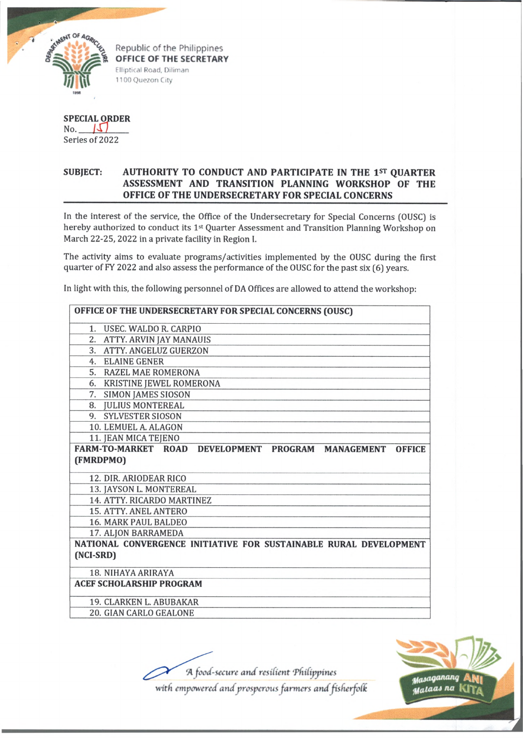Republic of the Philippines
**OFFICE OF THE SECRETARY**
Elliptical Road, Diliman
1100 Quezon City

**SPECIAL ORDER**
No. 15
Series of 2022

**SUBJECT: AUTHORITY TO CONDUCT AND PARTICIPATE IN THE 1ST QUARTER ASSESSMENT AND TRANSITION PLANNING WORKSHOP OF THE OFFICE OF THE UNDERSECRETARY FOR SPECIAL CONCERNS**

In the interest of the service, the Office of the Undersecretary for Special Concerns (OUSC) is hereby authorized to conduct its 1st Quarter Assessment and Transition Planning Workshop on March 22-25, 2022 in a private facility in Region I.

The activity aims to evaluate programs/activities implemented by the OUSC during the first quarter of FY 2022 and also assess the performance of the OUSC for the past six (6) years.

In light with this, the following personnel of DA Offices are allowed to attend the workshop:

| **OFFICE OF THE UNDERSECRETARY FOR SPECIAL CONCERNS (OUSC)** |
|---|
| 1. USEC. WALDO R. CARPIO |
| 2. ATTY. ARVIN JAY MANAUIS |
| 3. ATTY. ANGELUZ GUERZON |
| 4. ELAINE GENER |
| 5. RAZEL MAE ROMERONA |
| 6. KRISTINE JEWEL ROMERONA |
| 7. SIMON JAMES SIOSON |
| 8. JULIUS MONTEREAL |
| 9. SYLVESTER SIOSON |
| 10. LEMUEL A. ALAGON |
| 11. JEAN MICA TEJENO |
| **FARM-TO-MARKET ROAD DEVELOPMENT PROGRAM MANAGEMENT OFFICE (FMRDPMO)** |
| 12. DIR. ARIODEAR RICO |
| 13. JAYSON L. MONTEREAL |
| 14. ATTY. RICARDO MARTINEZ |
| 15. ATTY. ANEL ANTERO |
| 16. MARK PAUL BALDEO |
| 17. ALJON BARRAMEDA |
| **NATIONAL CONVERGENCE INITIATIVE FOR SUSTAINABLE RURAL DEVELOPMENT (NCI-SRD)** |
| 18. NIHAYA ARIRAYA |
| **ACEF SCHOLARSHIP PROGRAM** |
| 19. CLARKEN L. ABUBAKAR |
| 20. GIAN CARLO GEALONE |

*A food-secure and resilient Philippines with empowered and prosperous farmers and fisherfolk*

Masaganang ANI Mataas na KITA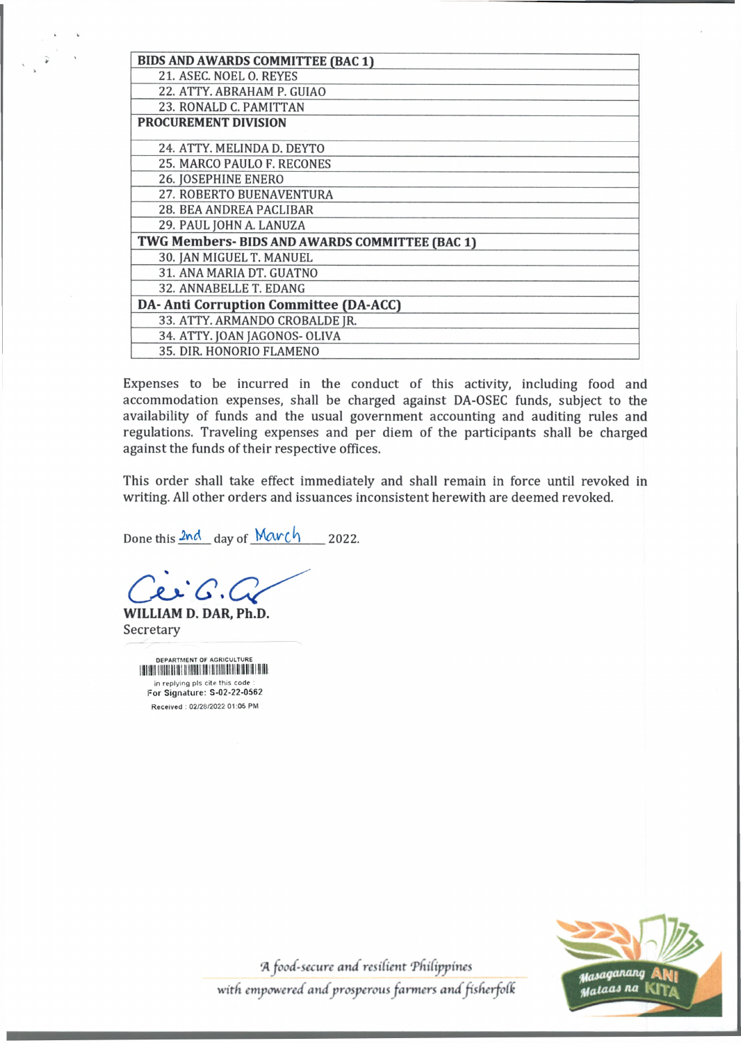| |
|---|
| **BIDS AND AWARDS COMMITTEE (BAC 1)** |
| 21. ASEC. NOEL O. REYES |
| 22. ATTY. ABRAHAM P. GUIAO |
| 23. RONALD C. PAMITTAN |
| **PROCUREMENT DIVISION** |
| 24. ATTY. MELINDA D. DEYTO |
| 25. MARCO PAULO F. RECONES |
| 26. JOSEPHINE ENERO |
| 27. ROBERTO BUENAVENTURA |
| 28. BEA ANDREA PACLIBAR |
| 29. PAUL JOHN A. LANUZA |
| **TWG Members- BIDS AND AWARDS COMMITTEE (BAC 1)** |
| 30. JAN MIGUEL T. MANUEL |
| 31. ANA MARIA DT. GUATNO |
| 32. ANNABELLE T. EDANG |
| **DA- Anti Corruption Committee (DA-ACC)** |
| 33. ATTY. ARMANDO CROBALDE JR. |
| 34. ATTY. JOAN JAGONOS- OLIVA |
| 35. DIR. HONORIO FLAMENO |

Expenses to be incurred in the conduct of this activity, including food and accommodation expenses, shall be charged against DA-OSEC funds, subject to the availability of funds and the usual government accounting and auditing rules and regulations. Traveling expenses and per diem of the participants shall be charged against the funds of their respective offices.

This order shall take effect immediately and shall remain in force until revoked in writing. All other orders and issuances inconsistent herewith are deemed revoked.

Done this 2nd day of March 2022.

**WILLIAM D. DAR, Ph.D.**
Secretary

DEPARTMENT OF AGRICULTURE
in replying pls cite this code :
For Signature: S-02-22-0562
Received : 02/28/2022 01:05 PM

*A food-secure and resilient Philippines with empowered and prosperous farmers and fisherfolk*

Masaganang ANI Mataas na KITA